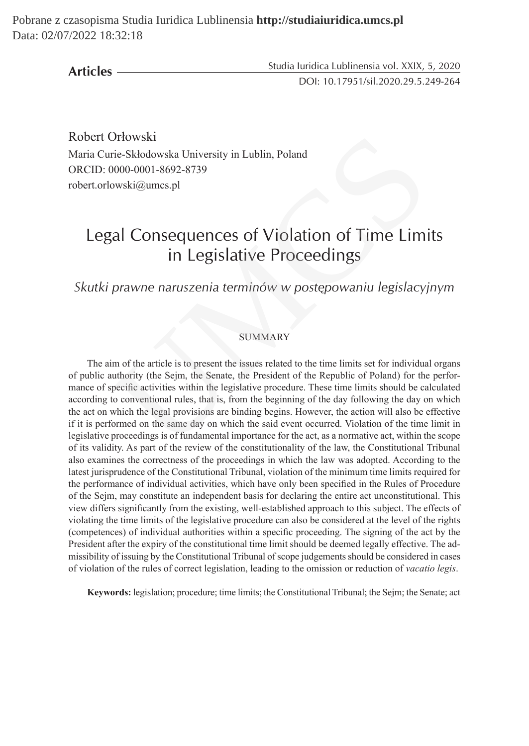**Articles**

Robert Orłowski
Maria Curie-Skłodowska University in Lublin, Poland
ORCID: 0000-0001-8692-8739
robert.orlowski@umcs.pl

# Legal Consequences of Violation of Time Limits in Legislative Proceedings

*Skutki prawne naruszenia terminów w postępowaniu legislacyjnym*

## SUMMARY

The aim of the article is to present the issues related to the time limits set for individual organs of public authority (the Sejm, the Senate, the President of the Republic of Poland) for the performance of specific activities within the legislative procedure. These time limits should be calculated according to conventional rules, that is, from the beginning of the day following the day on which the act on which the legal provisions are binding begins. However, the action will also be effective if it is performed on the same day on which the said event occurred. Violation of the time limit in legislative proceedings is of fundamental importance for the act, as a normative act, within the scope of its validity. As part of the review of the constitutionality of the law, the Constitutional Tribunal also examines the correctness of the proceedings in which the law was adopted. According to the latest jurisprudence of the Constitutional Tribunal, violation of the minimum time limits required for the performance of individual activities, which have only been specified in the Rules of Procedure of the Sejm, may constitute an independent basis for declaring the entire act unconstitutional. This view differs significantly from the existing, well-established approach to this subject. The effects of violating the time limits of the legislative procedure can also be considered at the level of the rights (competences) of individual authorities within a specific proceeding. The signing of the act by the President after the expiry of the constitutional time limit should be deemed legally effective. The admissibility of issuing by the Constitutional Tribunal of scope judgements should be considered in cases of violation of the rules of correct legislation, leading to the omission or reduction of *vacatio legis*.

**Keywords:** legislation; procedure; time limits; the Constitutional Tribunal; the Sejm; the Senate; act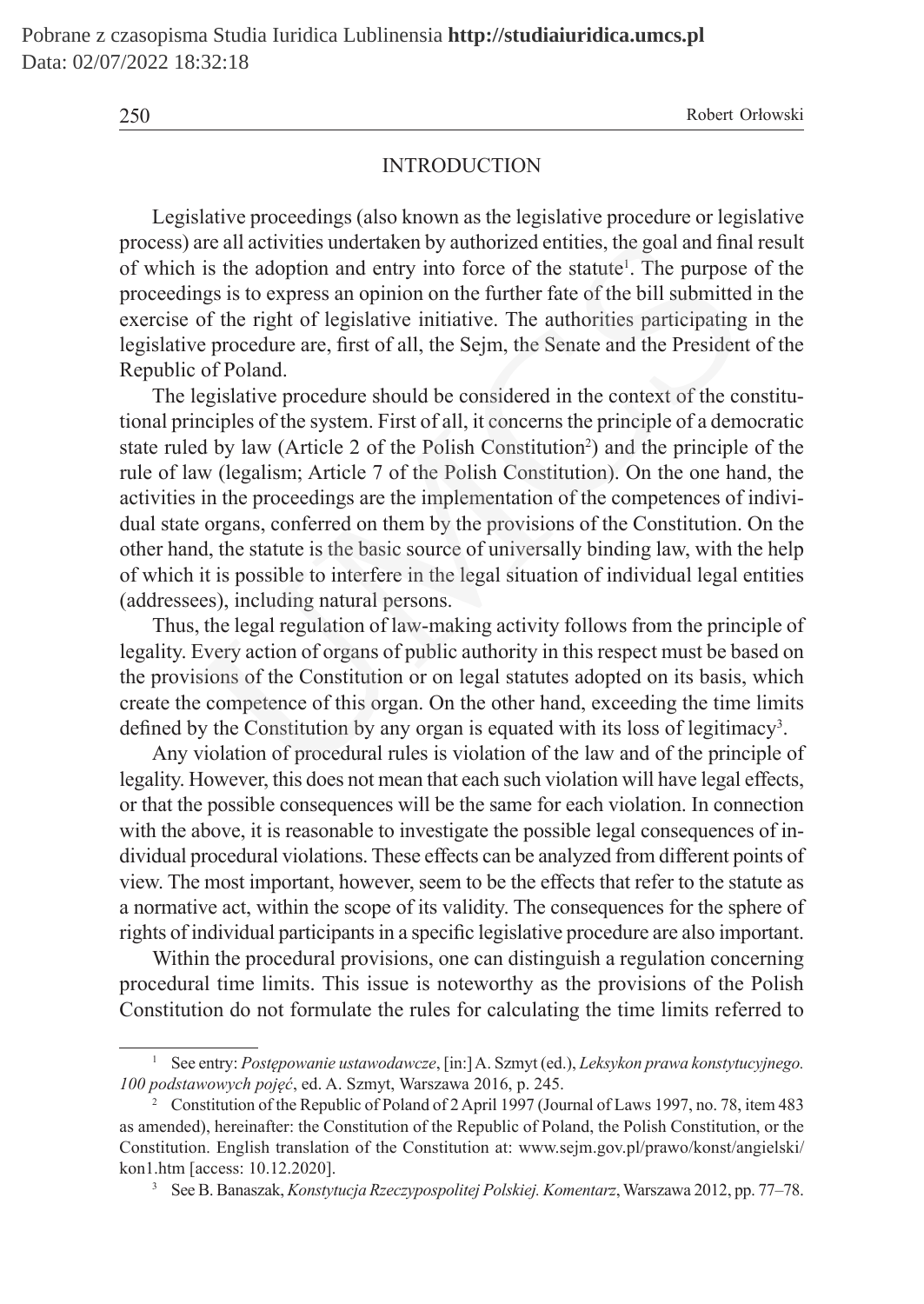## INTRODUCTION

Legislative proceedings (also known as the legislative procedure or legislative process) are all activities undertaken by authorized entities, the goal and final result of which is the adoption and entry into force of the statute[1]. The purpose of the proceedings is to express an opinion on the further fate of the bill submitted in the exercise of the right of legislative initiative. The authorities participating in the legislative procedure are, first of all, the Sejm, the Senate and the President of the Republic of Poland.

The legislative procedure should be considered in the context of the constitutional principles of the system. First of all, it concerns the principle of a democratic state ruled by law (Article 2 of the Polish Constitution[2]) and the principle of the rule of law (legalism; Article 7 of the Polish Constitution). On the one hand, the activities in the proceedings are the implementation of the competences of individual state organs, conferred on them by the provisions of the Constitution. On the other hand, the statute is the basic source of universally binding law, with the help of which it is possible to interfere in the legal situation of individual legal entities (addressees), including natural persons.

Thus, the legal regulation of law-making activity follows from the principle of legality. Every action of organs of public authority in this respect must be based on the provisions of the Constitution or on legal statutes adopted on its basis, which create the competence of this organ. On the other hand, exceeding the time limits defined by the Constitution by any organ is equated with its loss of legitimacy[3].

Any violation of procedural rules is violation of the law and of the principle of legality. However, this does not mean that each such violation will have legal effects, or that the possible consequences will be the same for each violation. In connection with the above, it is reasonable to investigate the possible legal consequences of individual procedural violations. These effects can be analyzed from different points of view. The most important, however, seem to be the effects that refer to the statute as a normative act, within the scope of its validity. The consequences for the sphere of rights of individual participants in a specific legislative procedure are also important.

Within the procedural provisions, one can distinguish a regulation concerning procedural time limits. This issue is noteworthy as the provisions of the Polish Constitution do not formulate the rules for calculating the time limits referred to

---

[1] See entry: *Postępowanie ustawodawcze*, [in:] A. Szmyt (ed.), *Leksykon prawa konstytucyjnego. 100 podstawowych pojęć*, ed. A. Szmyt, Warszawa 2016, p. 245.

[2] Constitution of the Republic of Poland of 2 April 1997 (Journal of Laws 1997, no. 78, item 483 as amended), hereinafter: the Constitution of the Republic of Poland, the Polish Constitution, or the Constitution. English translation of the Constitution at: www.sejm.gov.pl/prawo/konst/angielski/kon1.htm [access: 10.12.2020].

[3] See B. Banaszak, *Konstytucja Rzeczypospolitej Polskiej. Komentarz*, Warszawa 2012, pp. 77–78.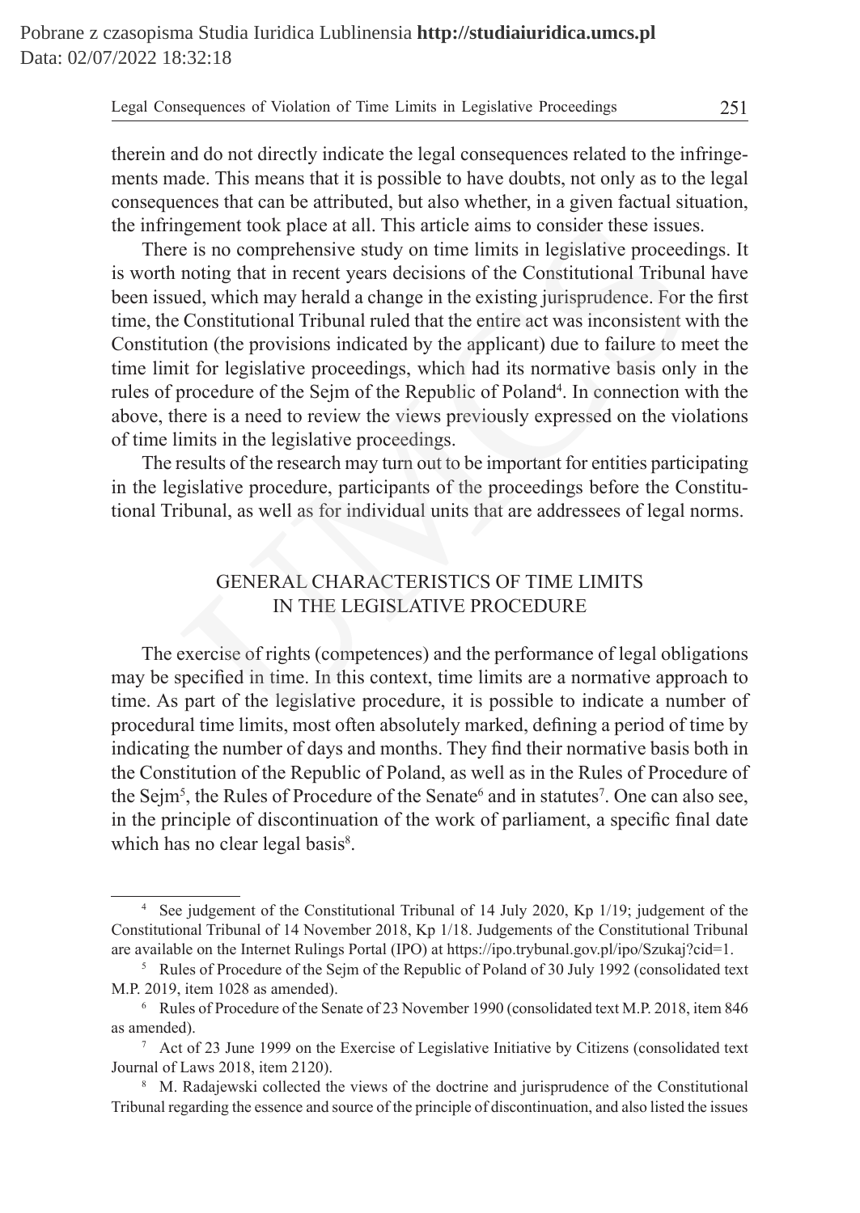therein and do not directly indicate the legal consequences related to the infringements made. This means that it is possible to have doubts, not only as to the legal consequences that can be attributed, but also whether, in a given factual situation, the infringement took place at all. This article aims to consider these issues.

There is no comprehensive study on time limits in legislative proceedings. It is worth noting that in recent years decisions of the Constitutional Tribunal have been issued, which may herald a change in the existing jurisprudence. For the first time, the Constitutional Tribunal ruled that the entire act was inconsistent with the Constitution (the provisions indicated by the applicant) due to failure to meet the time limit for legislative proceedings, which had its normative basis only in the rules of procedure of the Sejm of the Republic of Poland[4]. In connection with the above, there is a need to review the views previously expressed on the violations of time limits in the legislative proceedings.

The results of the research may turn out to be important for entities participating in the legislative procedure, participants of the proceedings before the Constitutional Tribunal, as well as for individual units that are addressees of legal norms.

## GENERAL CHARACTERISTICS OF TIME LIMITS IN THE LEGISLATIVE PROCEDURE

The exercise of rights (competences) and the performance of legal obligations may be specified in time. In this context, time limits are a normative approach to time. As part of the legislative procedure, it is possible to indicate a number of procedural time limits, most often absolutely marked, defining a period of time by indicating the number of days and months. They find their normative basis both in the Constitution of the Republic of Poland, as well as in the Rules of Procedure of the Sejm[5], the Rules of Procedure of the Senate[6] and in statutes[7]. One can also see, in the principle of discontinuation of the work of parliament, a specific final date which has no clear legal basis[8].

---

[4] See judgement of the Constitutional Tribunal of 14 July 2020, Kp 1/19; judgement of the Constitutional Tribunal of 14 November 2018, Kp 1/18. Judgements of the Constitutional Tribunal are available on the Internet Rulings Portal (IPO) at https://ipo.trybunal.gov.pl/ipo/Szukaj?cid=1.

[5] Rules of Procedure of the Sejm of the Republic of Poland of 30 July 1992 (consolidated text M.P. 2019, item 1028 as amended).

[6] Rules of Procedure of the Senate of 23 November 1990 (consolidated text M.P. 2018, item 846 as amended).

[7] Act of 23 June 1999 on the Exercise of Legislative Initiative by Citizens (consolidated text Journal of Laws 2018, item 2120).

[8] M. Radajewski collected the views of the doctrine and jurisprudence of the Constitutional Tribunal regarding the essence and source of the principle of discontinuation, and also listed the issues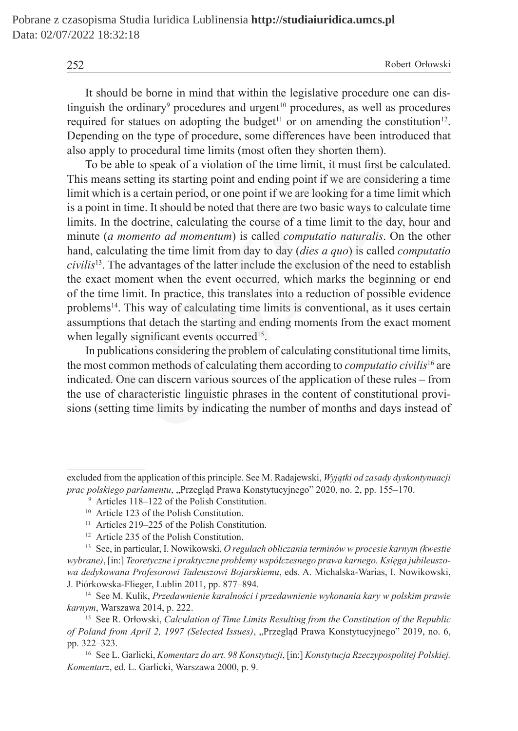It should be borne in mind that within the legislative procedure one can distinguish the ordinary[9] procedures and urgent[10] procedures, as well as procedures required for statues on adopting the budget[11] or on amending the constitution[12]. Depending on the type of procedure, some differences have been introduced that also apply to procedural time limits (most often they shorten them).

To be able to speak of a violation of the time limit, it must first be calculated. This means setting its starting point and ending point if we are considering a time limit which is a certain period, or one point if we are looking for a time limit which is a point in time. It should be noted that there are two basic ways to calculate time limits. In the doctrine, calculating the course of a time limit to the day, hour and minute (*a momento ad momentum*) is called *computatio naturalis*. On the other hand, calculating the time limit from day to day (*dies a quo*) is called *computatio civilis*[13]. The advantages of the latter include the exclusion of the need to establish the exact moment when the event occurred, which marks the beginning or end of the time limit. In practice, this translates into a reduction of possible evidence problems[14]. This way of calculating time limits is conventional, as it uses certain assumptions that detach the starting and ending moments from the exact moment when legally significant events occurred[15].

In publications considering the problem of calculating constitutional time limits, the most common methods of calculating them according to *computatio civilis*[16] are indicated. One can discern various sources of the application of these rules – from the use of characteristic linguistic phrases in the content of constitutional provisions (setting time limits by indicating the number of months and days instead of

---

excluded from the application of this principle. See M. Radajewski, *Wyjątki od zasady dyskontynuacji prac polskiego parlamentu*, „Przegląd Prawa Konstytucyjnego" 2020, no. 2, pp. 155–170.

[9] Articles 118–122 of the Polish Constitution.

[10] Article 123 of the Polish Constitution.

[11] Articles 219–225 of the Polish Constitution.

[12] Article 235 of the Polish Constitution.

[13] See, in particular, I. Nowikowski, *O regułach obliczania terminów w procesie karnym (kwestie wybrane)*, [in:] *Teoretyczne i praktyczne problemy współczesnego prawa karnego. Księga jubileuszowa dedykowana Profesorowi Tadeuszowi Bojarskiemu*, eds. A. Michalska-Warias, I. Nowikowski, J. Piórkowska-Flieger, Lublin 2011, pp. 877–894.

[14] See M. Kulik, *Przedawnienie karalności i przedawnienie wykonania kary w polskim prawie karnym*, Warszawa 2014, p. 222.

[15] See R. Orłowski, *Calculation of Time Limits Resulting from the Constitution of the Republic of Poland from April 2, 1997 (Selected Issues)*, „Przegląd Prawa Konstytucyjnego" 2019, no. 6, pp. 322–323.

[16] See L. Garlicki, *Komentarz do art. 98 Konstytucji*, [in:] *Konstytucja Rzeczypospolitej Polskiej. Komentarz*, ed. L. Garlicki, Warszawa 2000, p. 9.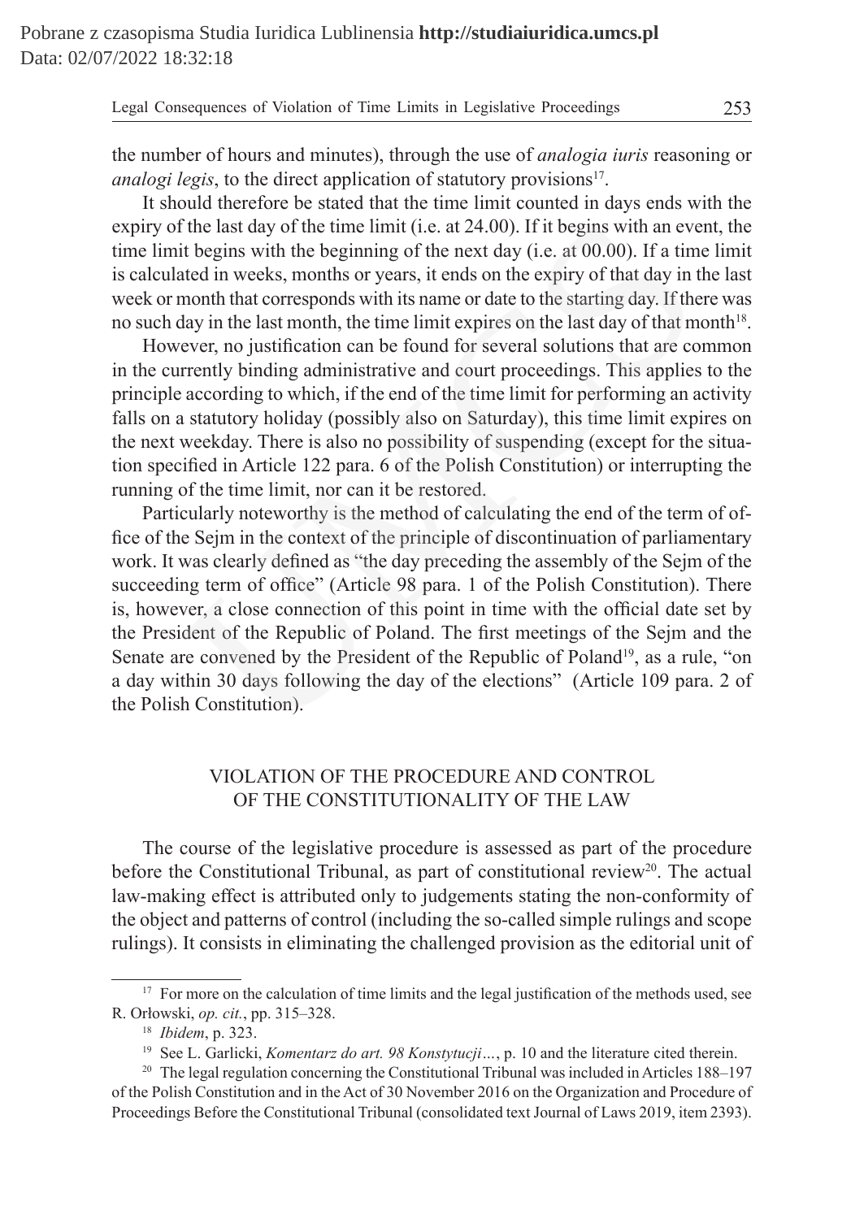the number of hours and minutes), through the use of *analogia iuris* reasoning or *analogi legis*, to the direct application of statutory provisions[17].

It should therefore be stated that the time limit counted in days ends with the expiry of the last day of the time limit (i.e. at 24.00). If it begins with an event, the time limit begins with the beginning of the next day (i.e. at 00.00). If a time limit is calculated in weeks, months or years, it ends on the expiry of that day in the last week or month that corresponds with its name or date to the starting day. If there was no such day in the last month, the time limit expires on the last day of that month[18].

However, no justification can be found for several solutions that are common in the currently binding administrative and court proceedings. This applies to the principle according to which, if the end of the time limit for performing an activity falls on a statutory holiday (possibly also on Saturday), this time limit expires on the next weekday. There is also no possibility of suspending (except for the situation specified in Article 122 para. 6 of the Polish Constitution) or interrupting the running of the time limit, nor can it be restored.

Particularly noteworthy is the method of calculating the end of the term of office of the Sejm in the context of the principle of discontinuation of parliamentary work. It was clearly defined as "the day preceding the assembly of the Sejm of the succeeding term of office" (Article 98 para. 1 of the Polish Constitution). There is, however, a close connection of this point in time with the official date set by the President of the Republic of Poland. The first meetings of the Sejm and the Senate are convened by the President of the Republic of Poland[19], as a rule, "on a day within 30 days following the day of the elections" (Article 109 para. 2 of the Polish Constitution).

## VIOLATION OF THE PROCEDURE AND CONTROL OF THE CONSTITUTIONALITY OF THE LAW

The course of the legislative procedure is assessed as part of the procedure before the Constitutional Tribunal, as part of constitutional review[20]. The actual law-making effect is attributed only to judgements stating the non-conformity of the object and patterns of control (including the so-called simple rulings and scope rulings). It consists in eliminating the challenged provision as the editorial unit of

---

[17] For more on the calculation of time limits and the legal justification of the methods used, see R. Orłowski, *op. cit.*, pp. 315–328.

[18] *Ibidem*, p. 323.

[19] See L. Garlicki, *Komentarz do art. 98 Konstytucji…*, p. 10 and the literature cited therein.

[20] The legal regulation concerning the Constitutional Tribunal was included in Articles 188–197 of the Polish Constitution and in the Act of 30 November 2016 on the Organization and Procedure of Proceedings Before the Constitutional Tribunal (consolidated text Journal of Laws 2019, item 2393).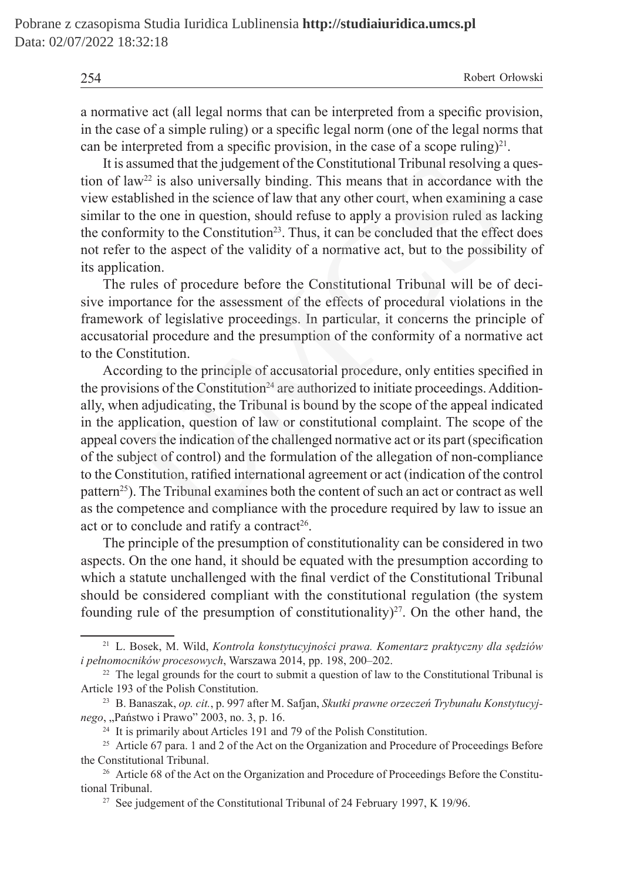a normative act (all legal norms that can be interpreted from a specific provision, in the case of a simple ruling) or a specific legal norm (one of the legal norms that can be interpreted from a specific provision, in the case of a scope ruling)[21].

It is assumed that the judgement of the Constitutional Tribunal resolving a question of law[22] is also universally binding. This means that in accordance with the view established in the science of law that any other court, when examining a case similar to the one in question, should refuse to apply a provision ruled as lacking the conformity to the Constitution[23]. Thus, it can be concluded that the effect does not refer to the aspect of the validity of a normative act, but to the possibility of its application.

The rules of procedure before the Constitutional Tribunal will be of decisive importance for the assessment of the effects of procedural violations in the framework of legislative proceedings. In particular, it concerns the principle of accusatorial procedure and the presumption of the conformity of a normative act to the Constitution.

According to the principle of accusatorial procedure, only entities specified in the provisions of the Constitution[24] are authorized to initiate proceedings. Additionally, when adjudicating, the Tribunal is bound by the scope of the appeal indicated in the application, question of law or constitutional complaint. The scope of the appeal covers the indication of the challenged normative act or its part (specification of the subject of control) and the formulation of the allegation of non-compliance to the Constitution, ratified international agreement or act (indication of the control pattern[25]). The Tribunal examines both the content of such an act or contract as well as the competence and compliance with the procedure required by law to issue an act or to conclude and ratify a contract[26].

The principle of the presumption of constitutionality can be considered in two aspects. On the one hand, it should be equated with the presumption according to which a statute unchallenged with the final verdict of the Constitutional Tribunal should be considered compliant with the constitutional regulation (the system founding rule of the presumption of constitutionality)[27]. On the other hand, the

---

[21] L. Bosek, M. Wild, *Kontrola konstytucyjności prawa. Komentarz praktyczny dla sędziów i pełnomocników procesowych*, Warszawa 2014, pp. 198, 200–202.

[22] The legal grounds for the court to submit a question of law to the Constitutional Tribunal is Article 193 of the Polish Constitution.

[23] B. Banaszak, *op. cit.*, p. 997 after M. Safjan, *Skutki prawne orzeczeń Trybunału Konstytucyjnego*, „Państwo i Prawo" 2003, no. 3, p. 16.

[24] It is primarily about Articles 191 and 79 of the Polish Constitution.

[25] Article 67 para. 1 and 2 of the Act on the Organization and Procedure of Proceedings Before the Constitutional Tribunal.

[26] Article 68 of the Act on the Organization and Procedure of Proceedings Before the Constitutional Tribunal.

[27] See judgement of the Constitutional Tribunal of 24 February 1997, K 19/96.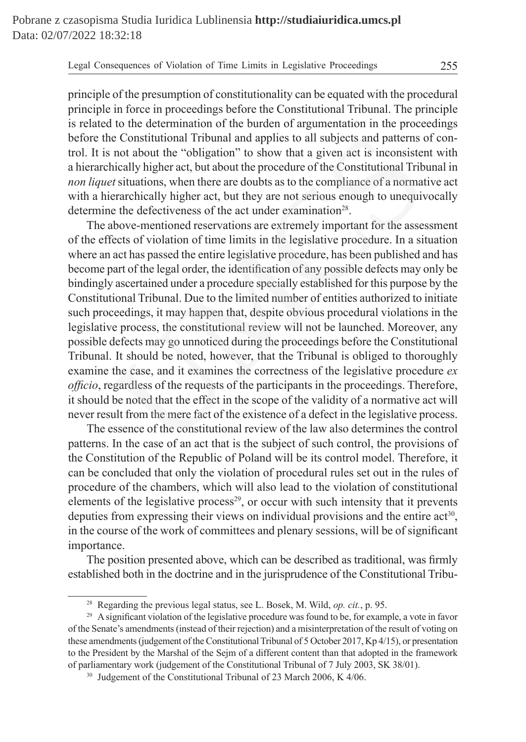principle of the presumption of constitutionality can be equated with the procedural principle in force in proceedings before the Constitutional Tribunal. The principle is related to the determination of the burden of argumentation in the proceedings before the Constitutional Tribunal and applies to all subjects and patterns of control. It is not about the "obligation" to show that a given act is inconsistent with a hierarchically higher act, but about the procedure of the Constitutional Tribunal in *non liquet* situations, when there are doubts as to the compliance of a normative act with a hierarchically higher act, but they are not serious enough to unequivocally determine the defectiveness of the act under examination[28].

The above-mentioned reservations are extremely important for the assessment of the effects of violation of time limits in the legislative procedure. In a situation where an act has passed the entire legislative procedure, has been published and has become part of the legal order, the identification of any possible defects may only be bindingly ascertained under a procedure specially established for this purpose by the Constitutional Tribunal. Due to the limited number of entities authorized to initiate such proceedings, it may happen that, despite obvious procedural violations in the legislative process, the constitutional review will not be launched. Moreover, any possible defects may go unnoticed during the proceedings before the Constitutional Tribunal. It should be noted, however, that the Tribunal is obliged to thoroughly examine the case, and it examines the correctness of the legislative procedure *ex officio*, regardless of the requests of the participants in the proceedings. Therefore, it should be noted that the effect in the scope of the validity of a normative act will never result from the mere fact of the existence of a defect in the legislative process.

The essence of the constitutional review of the law also determines the control patterns. In the case of an act that is the subject of such control, the provisions of the Constitution of the Republic of Poland will be its control model. Therefore, it can be concluded that only the violation of procedural rules set out in the rules of procedure of the chambers, which will also lead to the violation of constitutional elements of the legislative process[29], or occur with such intensity that it prevents deputies from expressing their views on individual provisions and the entire act[30], in the course of the work of committees and plenary sessions, will be of significant importance.

The position presented above, which can be described as traditional, was firmly established both in the doctrine and in the jurisprudence of the Constitutional Tribu-

---

[28] Regarding the previous legal status, see L. Bosek, M. Wild, *op. cit.*, p. 95.

[29] A significant violation of the legislative procedure was found to be, for example, a vote in favor of the Senate's amendments (instead of their rejection) and a misinterpretation of the result of voting on these amendments (judgement of the Constitutional Tribunal of 5 October 2017, Kp 4/15), or presentation to the President by the Marshal of the Sejm of a different content than that adopted in the framework of parliamentary work (judgement of the Constitutional Tribunal of 7 July 2003, SK 38/01).

[30] Judgement of the Constitutional Tribunal of 23 March 2006, K 4/06.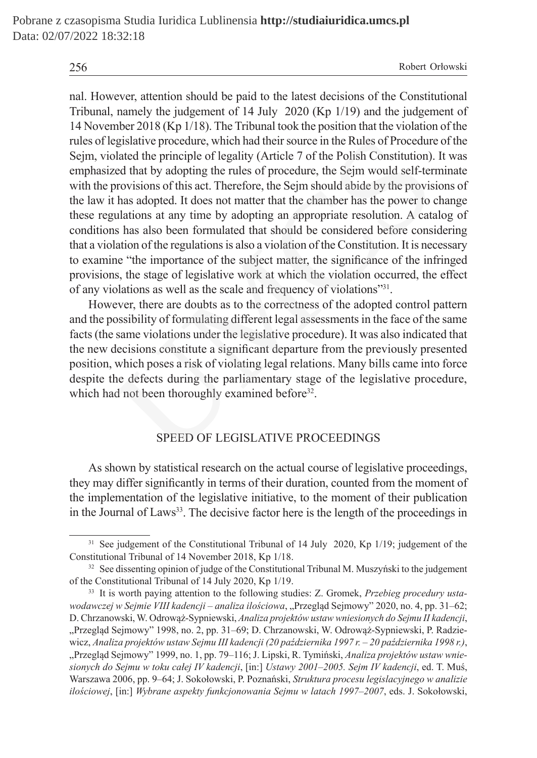nal. However, attention should be paid to the latest decisions of the Constitutional Tribunal, namely the judgement of 14 July 2020 (Kp 1/19) and the judgement of 14 November 2018 (Kp 1/18). The Tribunal took the position that the violation of the rules of legislative procedure, which had their source in the Rules of Procedure of the Sejm, violated the principle of legality (Article 7 of the Polish Constitution). It was emphasized that by adopting the rules of procedure, the Sejm would self-terminate with the provisions of this act. Therefore, the Sejm should abide by the provisions of the law it has adopted. It does not matter that the chamber has the power to change these regulations at any time by adopting an appropriate resolution. A catalog of conditions has also been formulated that should be considered before considering that a violation of the regulations is also a violation of the Constitution. It is necessary to examine "the importance of the subject matter, the significance of the infringed provisions, the stage of legislative work at which the violation occurred, the effect of any violations as well as the scale and frequency of violations"[31].

However, there are doubts as to the correctness of the adopted control pattern and the possibility of formulating different legal assessments in the face of the same facts (the same violations under the legislative procedure). It was also indicated that the new decisions constitute a significant departure from the previously presented position, which poses a risk of violating legal relations. Many bills came into force despite the defects during the parliamentary stage of the legislative procedure, which had not been thoroughly examined before[32].

## SPEED OF LEGISLATIVE PROCEEDINGS

As shown by statistical research on the actual course of legislative proceedings, they may differ significantly in terms of their duration, counted from the moment of the implementation of the legislative initiative, to the moment of their publication in the Journal of Laws[33]. The decisive factor here is the length of the proceedings in

---

[31] See judgement of the Constitutional Tribunal of 14 July 2020, Kp 1/19; judgement of the Constitutional Tribunal of 14 November 2018, Kp 1/18.

[32] See dissenting opinion of judge of the Constitutional Tribunal M. Muszyński to the judgement of the Constitutional Tribunal of 14 July 2020, Kp 1/19.

[33] It is worth paying attention to the following studies: Z. Gromek, *Przebieg procedury ustawodawczej w Sejmie VIII kadencji – analiza ilościowa*, „Przegląd Sejmowy" 2020, no. 4, pp. 31–62; D. Chrzanowski, W. Odrowąż-Sypniewski, *Analiza projektów ustaw wniesionych do Sejmu II kadencji*, „Przegląd Sejmowy" 1998, no. 2, pp. 31–69; D. Chrzanowski, W. Odrowąż-Sypniewski, P. Radziewicz, *Analiza projektów ustaw Sejmu III kadencji (20 października 1997 r. – 20 października 1998 r.)*, „Przegląd Sejmowy" 1999, no. 1, pp. 79–116; J. Lipski, R. Tymiński, *Analiza projektów ustaw wniesionych do Sejmu w toku całej IV kadencji*, [in:] *Ustawy 2001–2005. Sejm IV kadencji*, ed. T. Muś, Warszawa 2006, pp. 9–64; J. Sokołowski, P. Poznański, *Struktura procesu legislacyjnego w analizie ilościowej*, [in:] *Wybrane aspekty funkcjonowania Sejmu w latach 1997–2007*, eds. J. Sokołowski,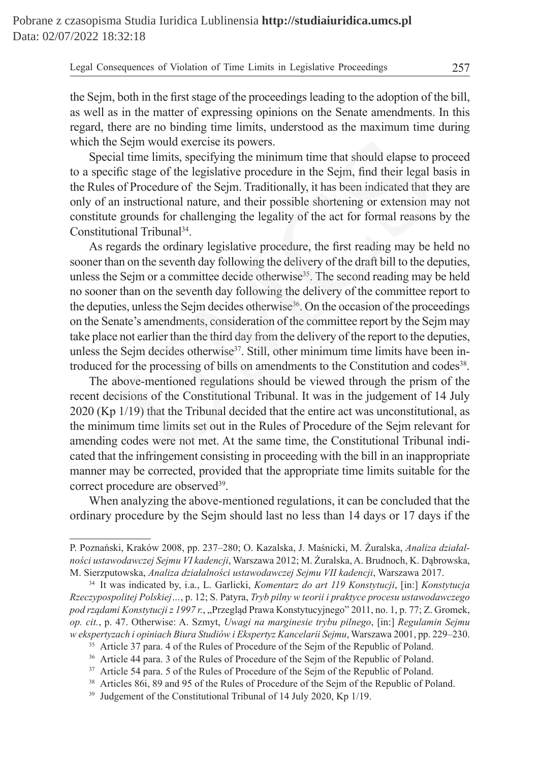the Sejm, both in the first stage of the proceedings leading to the adoption of the bill, as well as in the matter of expressing opinions on the Senate amendments. In this regard, there are no binding time limits, understood as the maximum time during which the Sejm would exercise its powers.

Special time limits, specifying the minimum time that should elapse to proceed to a specific stage of the legislative procedure in the Sejm, find their legal basis in the Rules of Procedure of the Sejm. Traditionally, it has been indicated that they are only of an instructional nature, and their possible shortening or extension may not constitute grounds for challenging the legality of the act for formal reasons by the Constitutional Tribunal[34].

As regards the ordinary legislative procedure, the first reading may be held no sooner than on the seventh day following the delivery of the draft bill to the deputies, unless the Sejm or a committee decide otherwise[35]. The second reading may be held no sooner than on the seventh day following the delivery of the committee report to the deputies, unless the Sejm decides otherwise[36]. On the occasion of the proceedings on the Senate's amendments, consideration of the committee report by the Sejm may take place not earlier than the third day from the delivery of the report to the deputies, unless the Sejm decides otherwise[37]. Still, other minimum time limits have been introduced for the processing of bills on amendments to the Constitution and codes[38].

The above-mentioned regulations should be viewed through the prism of the recent decisions of the Constitutional Tribunal. It was in the judgement of 14 July 2020 (Kp 1/19) that the Tribunal decided that the entire act was unconstitutional, as the minimum time limits set out in the Rules of Procedure of the Sejm relevant for amending codes were not met. At the same time, the Constitutional Tribunal indicated that the infringement consisting in proceeding with the bill in an inappropriate manner may be corrected, provided that the appropriate time limits suitable for the correct procedure are observed[39].

When analyzing the above-mentioned regulations, it can be concluded that the ordinary procedure by the Sejm should last no less than 14 days or 17 days if the

---

P. Poznański, Kraków 2008, pp. 237–280; O. Kazalska, J. Maśnicki, M. Żuralska, *Analiza działalności ustawodawczej Sejmu VI kadencji*, Warszawa 2012; M. Żuralska, A. Brudnoch, K. Dąbrowska, M. Sierzputowska, *Analiza działalności ustawodawczej Sejmu VII kadencji*, Warszawa 2017.

[34] It was indicated by, i.a., L. Garlicki, *Komentarz do art 119 Konstytucji*, [in:] *Konstytucja Rzeczypospolitej Polskiej…*, p. 12; S. Patyra, *Tryb pilny w teorii i praktyce procesu ustawodawczego pod rządami Konstytucji z 1997 r.*, „Przegląd Prawa Konstytucyjnego" 2011, no. 1, p. 77; Z. Gromek, *op. cit.*, p. 47. Otherwise: A. Szmyt, *Uwagi na marginesie trybu pilnego*, [in:] *Regulamin Sejmu w ekspertyzach i opiniach Biura Studiów i Ekspertyz Kancelarii Sejmu*, Warszawa 2001, pp. 229–230.

[35] Article 37 para. 4 of the Rules of Procedure of the Sejm of the Republic of Poland.

[36] Article 44 para. 3 of the Rules of Procedure of the Sejm of the Republic of Poland.

[37] Article 54 para. 5 of the Rules of Procedure of the Sejm of the Republic of Poland.

[38] Articles 86i, 89 and 95 of the Rules of Procedure of the Sejm of the Republic of Poland.

[39] Judgement of the Constitutional Tribunal of 14 July 2020, Kp 1/19.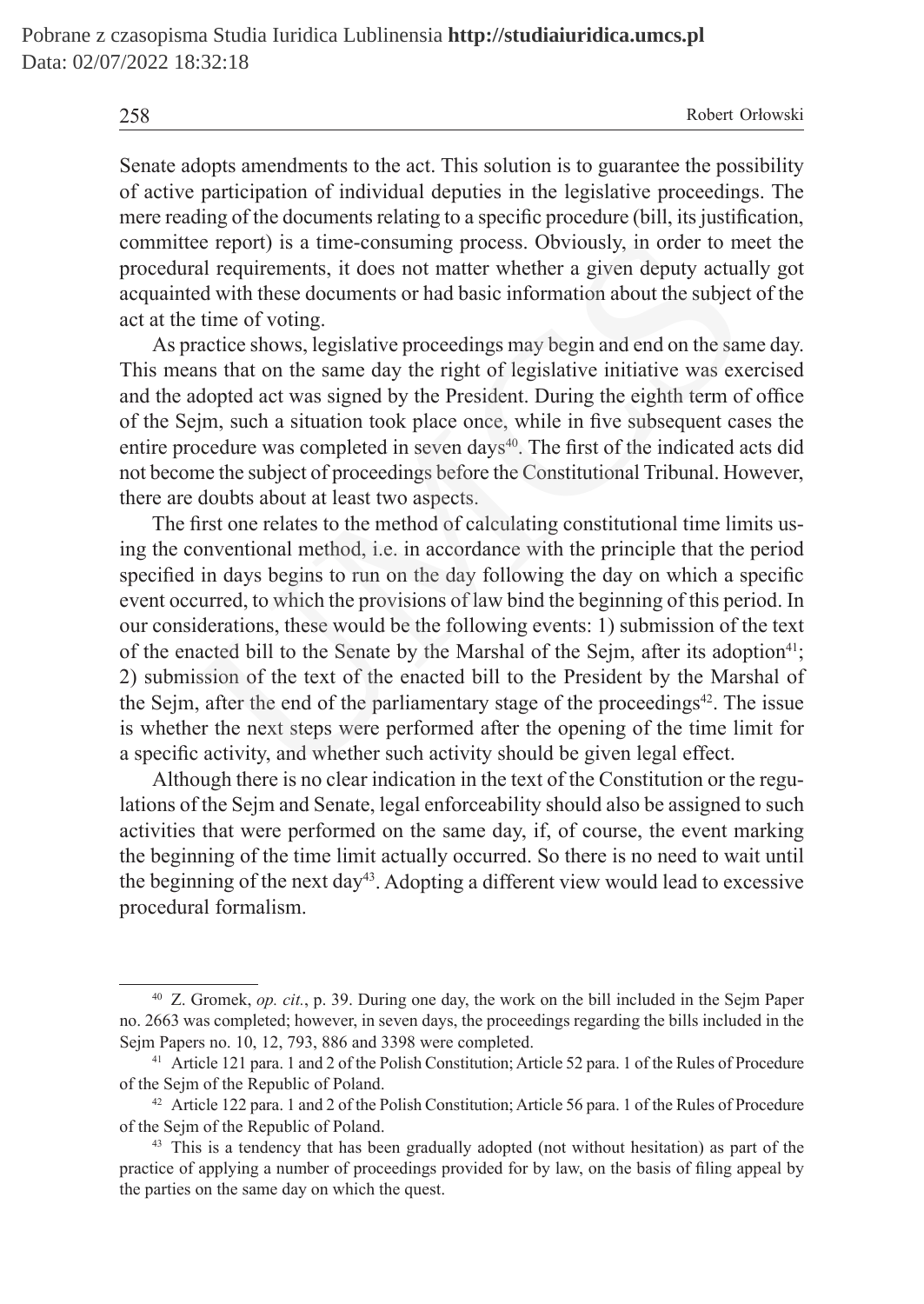Senate adopts amendments to the act. This solution is to guarantee the possibility of active participation of individual deputies in the legislative proceedings. The mere reading of the documents relating to a specific procedure (bill, its justification, committee report) is a time-consuming process. Obviously, in order to meet the procedural requirements, it does not matter whether a given deputy actually got acquainted with these documents or had basic information about the subject of the act at the time of voting.

As practice shows, legislative proceedings may begin and end on the same day. This means that on the same day the right of legislative initiative was exercised and the adopted act was signed by the President. During the eighth term of office of the Sejm, such a situation took place once, while in five subsequent cases the entire procedure was completed in seven days[40]. The first of the indicated acts did not become the subject of proceedings before the Constitutional Tribunal. However, there are doubts about at least two aspects.

The first one relates to the method of calculating constitutional time limits using the conventional method, i.e. in accordance with the principle that the period specified in days begins to run on the day following the day on which a specific event occurred, to which the provisions of law bind the beginning of this period. In our considerations, these would be the following events: 1) submission of the text of the enacted bill to the Senate by the Marshal of the Sejm, after its adoption[41]; 2) submission of the text of the enacted bill to the President by the Marshal of the Sejm, after the end of the parliamentary stage of the proceedings[42]. The issue is whether the next steps were performed after the opening of the time limit for a specific activity, and whether such activity should be given legal effect.

Although there is no clear indication in the text of the Constitution or the regulations of the Sejm and Senate, legal enforceability should also be assigned to such activities that were performed on the same day, if, of course, the event marking the beginning of the time limit actually occurred. So there is no need to wait until the beginning of the next day[43]. Adopting a different view would lead to excessive procedural formalism.

---

[40] Z. Gromek, *op. cit.*, p. 39. During one day, the work on the bill included in the Sejm Paper no. 2663 was completed; however, in seven days, the proceedings regarding the bills included in the Sejm Papers no. 10, 12, 793, 886 and 3398 were completed.

[41] Article 121 para. 1 and 2 of the Polish Constitution; Article 52 para. 1 of the Rules of Procedure of the Sejm of the Republic of Poland.

[42] Article 122 para. 1 and 2 of the Polish Constitution; Article 56 para. 1 of the Rules of Procedure of the Sejm of the Republic of Poland.

[43] This is a tendency that has been gradually adopted (not without hesitation) as part of the practice of applying a number of proceedings provided for by law, on the basis of filing appeal by the parties on the same day on which the quest.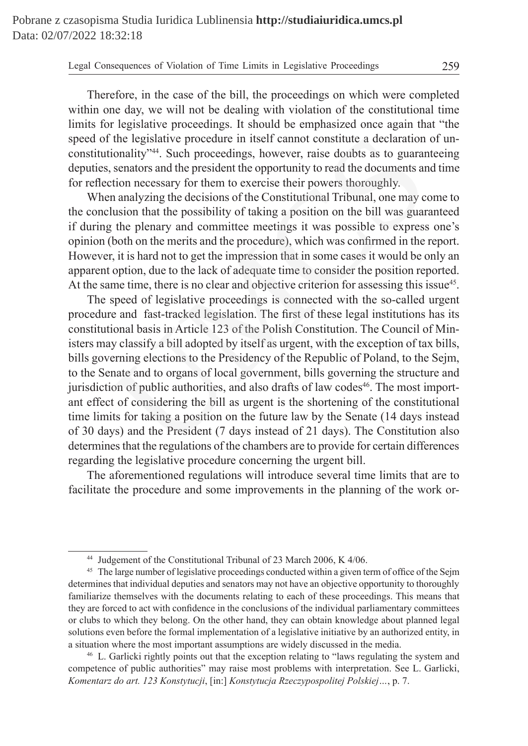Therefore, in the case of the bill, the proceedings on which were completed within one day, we will not be dealing with violation of the constitutional time limits for legislative proceedings. It should be emphasized once again that "the speed of the legislative procedure in itself cannot constitute a declaration of unconstitutionality"[44]. Such proceedings, however, raise doubts as to guaranteeing deputies, senators and the president the opportunity to read the documents and time for reflection necessary for them to exercise their powers thoroughly.

When analyzing the decisions of the Constitutional Tribunal, one may come to the conclusion that the possibility of taking a position on the bill was guaranteed if during the plenary and committee meetings it was possible to express one's opinion (both on the merits and the procedure), which was confirmed in the report. However, it is hard not to get the impression that in some cases it would be only an apparent option, due to the lack of adequate time to consider the position reported. At the same time, there is no clear and objective criterion for assessing this issue[45].

The speed of legislative proceedings is connected with the so-called urgent procedure and fast-tracked legislation. The first of these legal institutions has its constitutional basis in Article 123 of the Polish Constitution. The Council of Ministers may classify a bill adopted by itself as urgent, with the exception of tax bills, bills governing elections to the Presidency of the Republic of Poland, to the Sejm, to the Senate and to organs of local government, bills governing the structure and jurisdiction of public authorities, and also drafts of law codes[46]. The most important effect of considering the bill as urgent is the shortening of the constitutional time limits for taking a position on the future law by the Senate (14 days instead of 30 days) and the President (7 days instead of 21 days). The Constitution also determines that the regulations of the chambers are to provide for certain differences regarding the legislative procedure concerning the urgent bill.

The aforementioned regulations will introduce several time limits that are to facilitate the procedure and some improvements in the planning of the work or-

---

[44] Judgement of the Constitutional Tribunal of 23 March 2006, K 4/06.

[45] The large number of legislative proceedings conducted within a given term of office of the Sejm determines that individual deputies and senators may not have an objective opportunity to thoroughly familiarize themselves with the documents relating to each of these proceedings. This means that they are forced to act with confidence in the conclusions of the individual parliamentary committees or clubs to which they belong. On the other hand, they can obtain knowledge about planned legal solutions even before the formal implementation of a legislative initiative by an authorized entity, in a situation where the most important assumptions are widely discussed in the media.

[46] L. Garlicki rightly points out that the exception relating to "laws regulating the system and competence of public authorities" may raise most problems with interpretation. See L. Garlicki, *Komentarz do art. 123 Konstytucji*, [in:] *Konstytucja Rzeczypospolitej Polskiej…*, p. 7.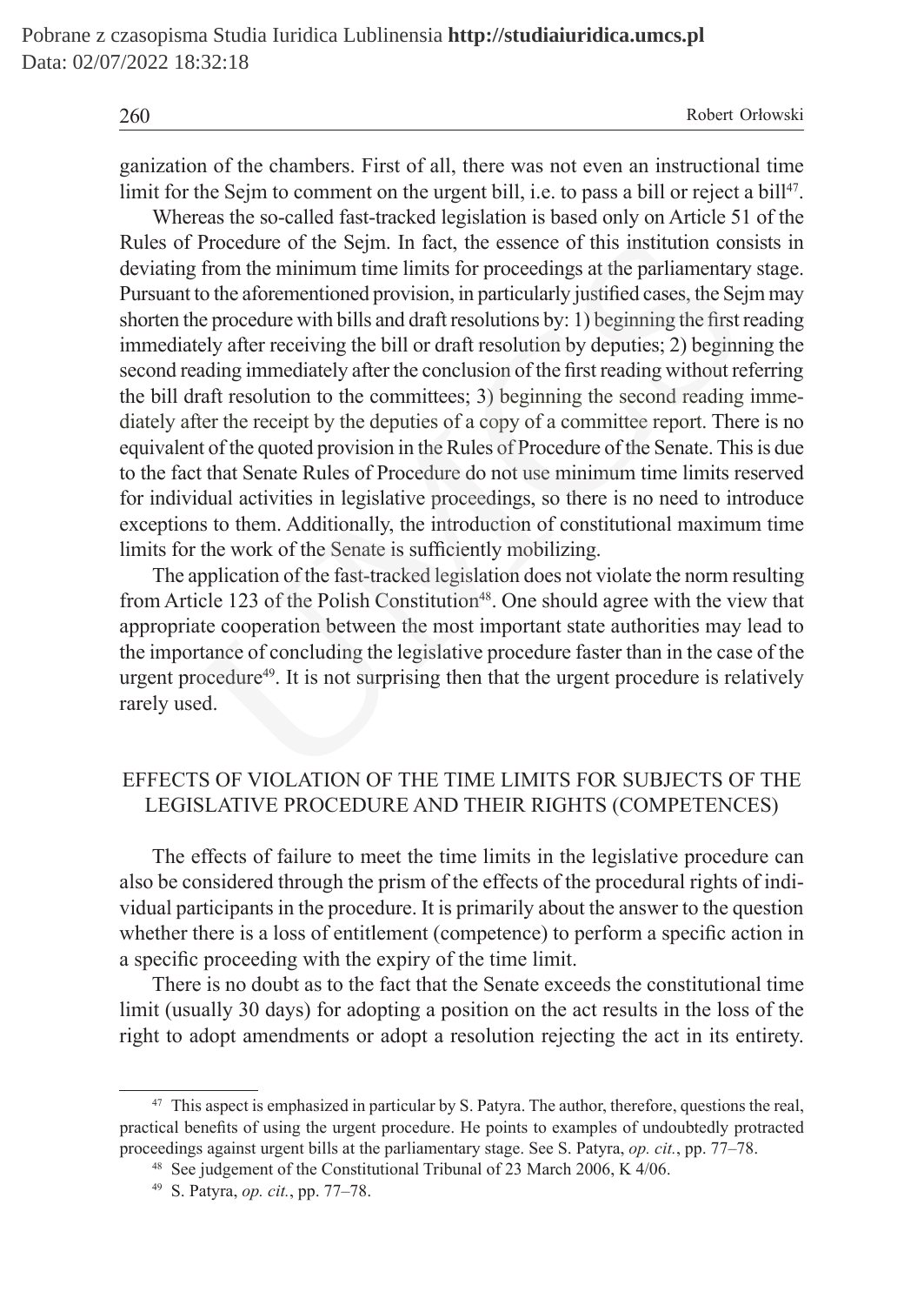ganization of the chambers. First of all, there was not even an instructional time limit for the Sejm to comment on the urgent bill, i.e. to pass a bill or reject a bill[47].

Whereas the so-called fast-tracked legislation is based only on Article 51 of the Rules of Procedure of the Sejm. In fact, the essence of this institution consists in deviating from the minimum time limits for proceedings at the parliamentary stage. Pursuant to the aforementioned provision, in particularly justified cases, the Sejm may shorten the procedure with bills and draft resolutions by: 1) beginning the first reading immediately after receiving the bill or draft resolution by deputies; 2) beginning the second reading immediately after the conclusion of the first reading without referring the bill draft resolution to the committees; 3) beginning the second reading immediately after the receipt by the deputies of a copy of a committee report. There is no equivalent of the quoted provision in the Rules of Procedure of the Senate. This is due to the fact that Senate Rules of Procedure do not use minimum time limits reserved for individual activities in legislative proceedings, so there is no need to introduce exceptions to them. Additionally, the introduction of constitutional maximum time limits for the work of the Senate is sufficiently mobilizing.

The application of the fast-tracked legislation does not violate the norm resulting from Article 123 of the Polish Constitution[48]. One should agree with the view that appropriate cooperation between the most important state authorities may lead to the importance of concluding the legislative procedure faster than in the case of the urgent procedure[49]. It is not surprising then that the urgent procedure is relatively rarely used.

## EFFECTS OF VIOLATION OF THE TIME LIMITS FOR SUBJECTS OF THE LEGISLATIVE PROCEDURE AND THEIR RIGHTS (COMPETENCES)

The effects of failure to meet the time limits in the legislative procedure can also be considered through the prism of the effects of the procedural rights of individual participants in the procedure. It is primarily about the answer to the question whether there is a loss of entitlement (competence) to perform a specific action in a specific proceeding with the expiry of the time limit.

There is no doubt as to the fact that the Senate exceeds the constitutional time limit (usually 30 days) for adopting a position on the act results in the loss of the right to adopt amendments or adopt a resolution rejecting the act in its entirety.

[47] This aspect is emphasized in particular by S. Patyra. The author, therefore, questions the real, practical benefits of using the urgent procedure. He points to examples of undoubtedly protracted proceedings against urgent bills at the parliamentary stage. See S. Patyra, *op. cit.*, pp. 77–78.

[48] See judgement of the Constitutional Tribunal of 23 March 2006, K 4/06.

[49] S. Patyra, *op. cit.*, pp. 77–78.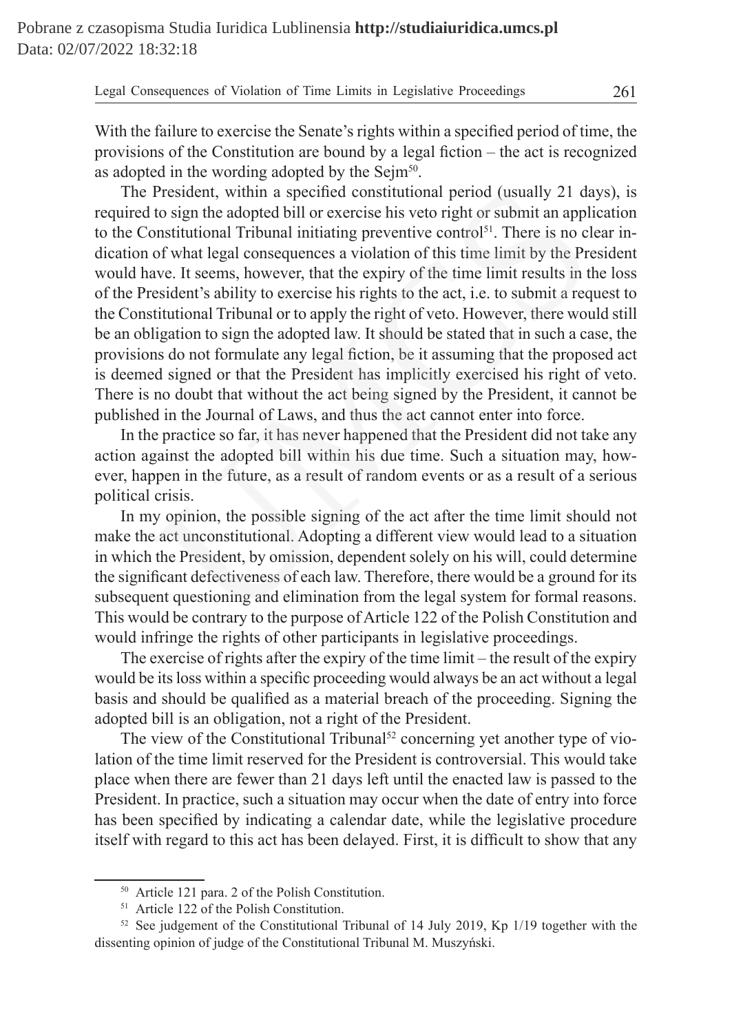With the failure to exercise the Senate's rights within a specified period of time, the provisions of the Constitution are bound by a legal fiction – the act is recognized as adopted in the wording adopted by the Sejm[50].

The President, within a specified constitutional period (usually 21 days), is required to sign the adopted bill or exercise his veto right or submit an application to the Constitutional Tribunal initiating preventive control[51]. There is no clear indication of what legal consequences a violation of this time limit by the President would have. It seems, however, that the expiry of the time limit results in the loss of the President's ability to exercise his rights to the act, i.e. to submit a request to the Constitutional Tribunal or to apply the right of veto. However, there would still be an obligation to sign the adopted law. It should be stated that in such a case, the provisions do not formulate any legal fiction, be it assuming that the proposed act is deemed signed or that the President has implicitly exercised his right of veto. There is no doubt that without the act being signed by the President, it cannot be published in the Journal of Laws, and thus the act cannot enter into force.

In the practice so far, it has never happened that the President did not take any action against the adopted bill within his due time. Such a situation may, however, happen in the future, as a result of random events or as a result of a serious political crisis.

In my opinion, the possible signing of the act after the time limit should not make the act unconstitutional. Adopting a different view would lead to a situation in which the President, by omission, dependent solely on his will, could determine the significant defectiveness of each law. Therefore, there would be a ground for its subsequent questioning and elimination from the legal system for formal reasons. This would be contrary to the purpose of Article 122 of the Polish Constitution and would infringe the rights of other participants in legislative proceedings.

The exercise of rights after the expiry of the time limit – the result of the expiry would be its loss within a specific proceeding would always be an act without a legal basis and should be qualified as a material breach of the proceeding. Signing the adopted bill is an obligation, not a right of the President.

The view of the Constitutional Tribunal[52] concerning yet another type of violation of the time limit reserved for the President is controversial. This would take place when there are fewer than 21 days left until the enacted law is passed to the President. In practice, such a situation may occur when the date of entry into force has been specified by indicating a calendar date, while the legislative procedure itself with regard to this act has been delayed. First, it is difficult to show that any

---

[50] Article 121 para. 2 of the Polish Constitution.

[51] Article 122 of the Polish Constitution.

[52] See judgement of the Constitutional Tribunal of 14 July 2019, Kp 1/19 together with the dissenting opinion of judge of the Constitutional Tribunal M. Muszyński.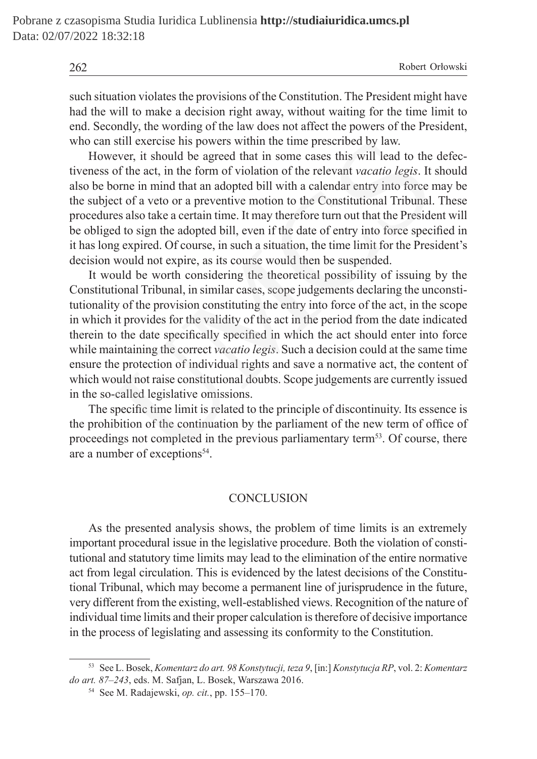such situation violates the provisions of the Constitution. The President might have had the will to make a decision right away, without waiting for the time limit to end. Secondly, the wording of the law does not affect the powers of the President, who can still exercise his powers within the time prescribed by law.

However, it should be agreed that in some cases this will lead to the defectiveness of the act, in the form of violation of the relevant *vacatio legis*. It should also be borne in mind that an adopted bill with a calendar entry into force may be the subject of a veto or a preventive motion to the Constitutional Tribunal. These procedures also take a certain time. It may therefore turn out that the President will be obliged to sign the adopted bill, even if the date of entry into force specified in it has long expired. Of course, in such a situation, the time limit for the President's decision would not expire, as its course would then be suspended.

It would be worth considering the theoretical possibility of issuing by the Constitutional Tribunal, in similar cases, scope judgements declaring the unconstitutionality of the provision constituting the entry into force of the act, in the scope in which it provides for the validity of the act in the period from the date indicated therein to the date specifically specified in which the act should enter into force while maintaining the correct *vacatio legis*. Such a decision could at the same time ensure the protection of individual rights and save a normative act, the content of which would not raise constitutional doubts. Scope judgements are currently issued in the so-called legislative omissions.

The specific time limit is related to the principle of discontinuity. Its essence is the prohibition of the continuation by the parliament of the new term of office of proceedings not completed in the previous parliamentary term[53]. Of course, there are a number of exceptions[54].

## CONCLUSION

As the presented analysis shows, the problem of time limits is an extremely important procedural issue in the legislative procedure. Both the violation of constitutional and statutory time limits may lead to the elimination of the entire normative act from legal circulation. This is evidenced by the latest decisions of the Constitutional Tribunal, which may become a permanent line of jurisprudence in the future, very different from the existing, well-established views. Recognition of the nature of individual time limits and their proper calculation is therefore of decisive importance in the process of legislating and assessing its conformity to the Constitution.

---

[53] See L. Bosek, *Komentarz do art. 98 Konstytucji, teza 9*, [in:] *Konstytucja RP*, vol. 2: *Komentarz do art. 87–243*, eds. M. Safjan, L. Bosek, Warszawa 2016.

[54] See M. Radajewski, *op. cit.*, pp. 155–170.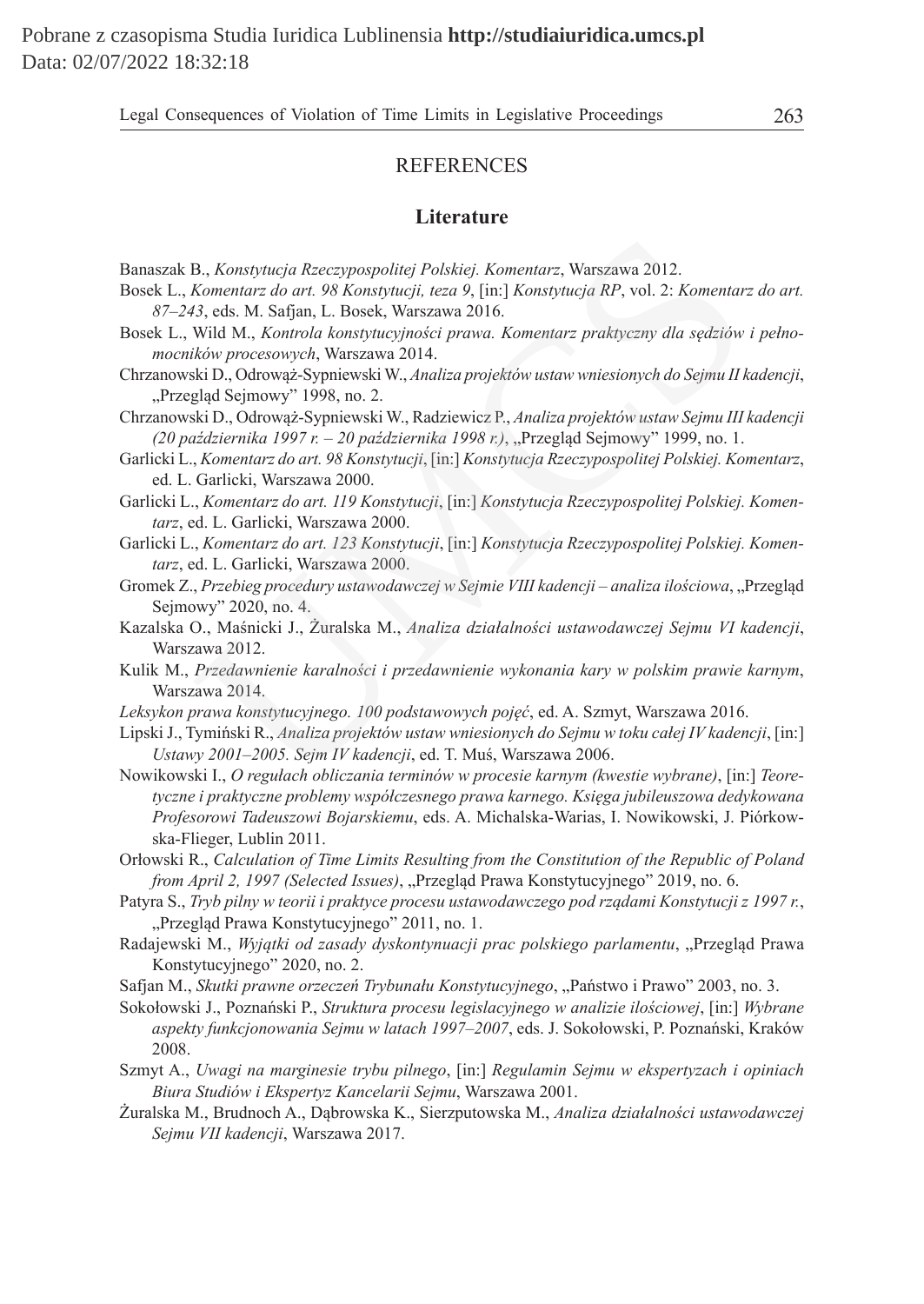## REFERENCES

### Literature

Banaszak B., *Konstytucja Rzeczypospolitej Polskiej. Komentarz*, Warszawa 2012.

Bosek L., *Komentarz do art. 98 Konstytucji, teza 9*, [in:] *Konstytucja RP*, vol. 2: *Komentarz do art. 87–243*, eds. M. Safjan, L. Bosek, Warszawa 2016.

Bosek L., Wild M., *Kontrola konstytucyjności prawa. Komentarz praktyczny dla sędziów i pełnomocników procesowych*, Warszawa 2014.

Chrzanowski D., Odrowąż-Sypniewski W., *Analiza projektów ustaw wniesionych do Sejmu II kadencji*, „Przegląd Sejmowy" 1998, no. 2.

Chrzanowski D., Odrowąż-Sypniewski W., Radziewicz P., *Analiza projektów ustaw Sejmu III kadencji (20 października 1997 r. – 20 października 1998 r.)*, „Przegląd Sejmowy" 1999, no. 1.

Garlicki L., *Komentarz do art. 98 Konstytucji*, [in:] *Konstytucja Rzeczypospolitej Polskiej. Komentarz*, ed. L. Garlicki, Warszawa 2000.

Garlicki L., *Komentarz do art. 119 Konstytucji*, [in:] *Konstytucja Rzeczypospolitej Polskiej. Komentarz*, ed. L. Garlicki, Warszawa 2000.

Garlicki L., *Komentarz do art. 123 Konstytucji*, [in:] *Konstytucja Rzeczypospolitej Polskiej. Komentarz*, ed. L. Garlicki, Warszawa 2000.

Gromek Z., *Przebieg procedury ustawodawczej w Sejmie VIII kadencji – analiza ilościowa*, „Przegląd Sejmowy" 2020, no. 4.

Kazalska O., Maśnicki J., Żuralska M., *Analiza działalności ustawodawczej Sejmu VI kadencji*, Warszawa 2012.

Kulik M., *Przedawnienie karalności i przedawnienie wykonania kary w polskim prawie karnym*, Warszawa 2014.

*Leksykon prawa konstytucyjnego. 100 podstawowych pojęć*, ed. A. Szmyt, Warszawa 2016.

Lipski J., Tymiński R., *Analiza projektów ustaw wniesionych do Sejmu w toku całej IV kadencji*, [in:] *Ustawy 2001–2005. Sejm IV kadencji*, ed. T. Muś, Warszawa 2006.

Nowikowski I., *O regułach obliczania terminów w procesie karnym (kwestie wybrane)*, [in:] *Teoretyczne i praktyczne problemy współczesnego prawa karnego. Księga jubileuszowa dedykowana Profesorowi Tadeuszowi Bojarskiemu*, eds. A. Michalska-Warias, I. Nowikowski, J. Piórkowska-Flieger, Lublin 2011.

Orłowski R., *Calculation of Time Limits Resulting from the Constitution of the Republic of Poland from April 2, 1997 (Selected Issues)*, „Przegląd Prawa Konstytucyjnego" 2019, no. 6.

Patyra S., *Tryb pilny w teorii i praktyce procesu ustawodawczego pod rządami Konstytucji z 1997 r.*, „Przegląd Prawa Konstytucyjnego" 2011, no. 1.

Radajewski M., *Wyjątki od zasady dyskontynuacji prac polskiego parlamentu*, „Przegląd Prawa Konstytucyjnego" 2020, no. 2.

Safjan M., *Skutki prawne orzeczeń Trybunału Konstytucyjnego*, „Państwo i Prawo" 2003, no. 3.

Sokołowski J., Poznański P., *Struktura procesu legislacyjnego w analizie ilościowej*, [in:] *Wybrane aspekty funkcjonowania Sejmu w latach 1997–2007*, eds. J. Sokołowski, P. Poznański, Kraków 2008.

Szmyt A., *Uwagi na marginesie trybu pilnego*, [in:] *Regulamin Sejmu w ekspertyzach i opiniach Biura Studiów i Ekspertyz Kancelarii Sejmu*, Warszawa 2001.

Żuralska M., Brudnoch A., Dąbrowska K., Sierzputowska M., *Analiza działalności ustawodawczej Sejmu VII kadencji*, Warszawa 2017.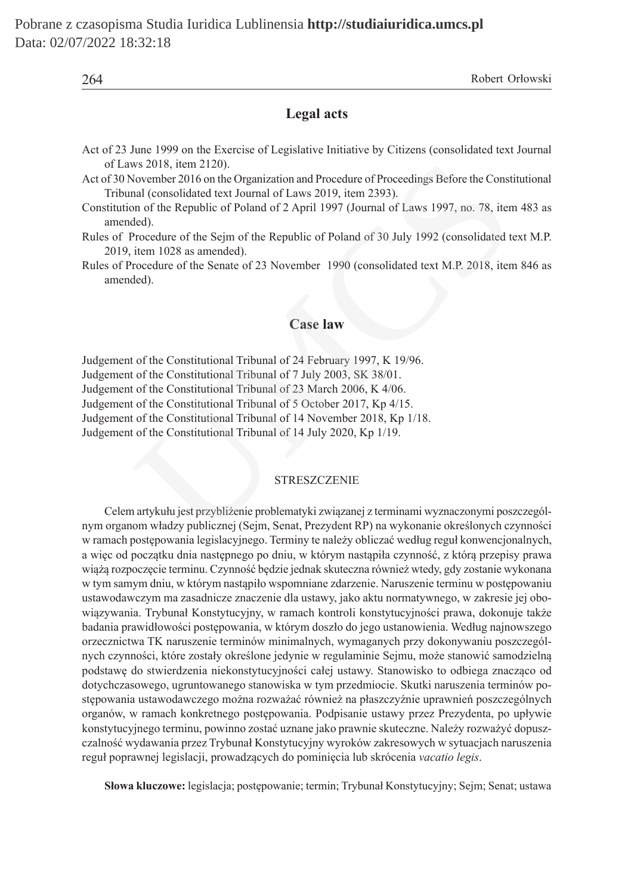## Legal acts

Act of 23 June 1999 on the Exercise of Legislative Initiative by Citizens (consolidated text Journal of Laws 2018, item 2120).

Act of 30 November 2016 on the Organization and Procedure of Proceedings Before the Constitutional Tribunal (consolidated text Journal of Laws 2019, item 2393).

Constitution of the Republic of Poland of 2 April 1997 (Journal of Laws 1997, no. 78, item 483 as amended).

Rules of Procedure of the Sejm of the Republic of Poland of 30 July 1992 (consolidated text M.P. 2019, item 1028 as amended).

Rules of Procedure of the Senate of 23 November 1990 (consolidated text M.P. 2018, item 846 as amended).

## Case law

Judgement of the Constitutional Tribunal of 24 February 1997, K 19/96.

Judgement of the Constitutional Tribunal of 7 July 2003, SK 38/01.

Judgement of the Constitutional Tribunal of 23 March 2006, K 4/06.

Judgement of the Constitutional Tribunal of 5 October 2017, Kp 4/15.

Judgement of the Constitutional Tribunal of 14 November 2018, Kp 1/18.

Judgement of the Constitutional Tribunal of 14 July 2020, Kp 1/19.

### STRESZCZENIE

Celem artykułu jest przybliżenie problematyki związanej z terminami wyznaczonymi poszczególnym organom władzy publicznej (Sejm, Senat, Prezydent RP) na wykonanie określonych czynności w ramach postępowania legislacyjnego. Terminy te należy obliczać według reguł konwencjonalnych, a więc od początku dnia następnego po dniu, w którym nastąpiła czynność, z którą przepisy prawa wiążą rozpoczęcie terminu. Czynność będzie jednak skuteczna również wtedy, gdy zostanie wykonana w tym samym dniu, w którym nastąpiło wspomniane zdarzenie. Naruszenie terminu w postępowaniu ustawodawczym ma zasadnicze znaczenie dla ustawy, jako aktu normatywnego, w zakresie jej obowiązywania. Trybunał Konstytucyjny, w ramach kontroli konstytucyjności prawa, dokonuje także badania prawidłowości postępowania, w którym doszło do jego ustanowienia. Według najnowszego orzecznictwa TK naruszenie terminów minimalnych, wymaganych przy dokonywaniu poszczególnych czynności, które zostały określone jedynie w regulaminie Sejmu, może stanowić samodzielną podstawę do stwierdzenia niekonstytucyjności całej ustawy. Stanowisko to odbiega znacząco od dotychczasowego, ugruntowanego stanowiska w tym przedmiocie. Skutki naruszenia terminów postępowania ustawodawczego można rozważać również na płaszczyźnie uprawnień poszczególnych organów, w ramach konkretnego postępowania. Podpisanie ustawy przez Prezydenta, po upływie konstytucyjnego terminu, powinno zostać uznane jako prawnie skuteczne. Należy rozważyć dopuszczalność wydawania przez Trybunał Konstytucyjny wyroków zakresowych w sytuacjach naruszenia reguł poprawnej legislacji, prowadzących do pominięcia lub skrócenia *vacatio legis*.

**Słowa kluczowe:** legislacja; postępowanie; termin; Trybunał Konstytucyjny; Sejm; Senat; ustawa